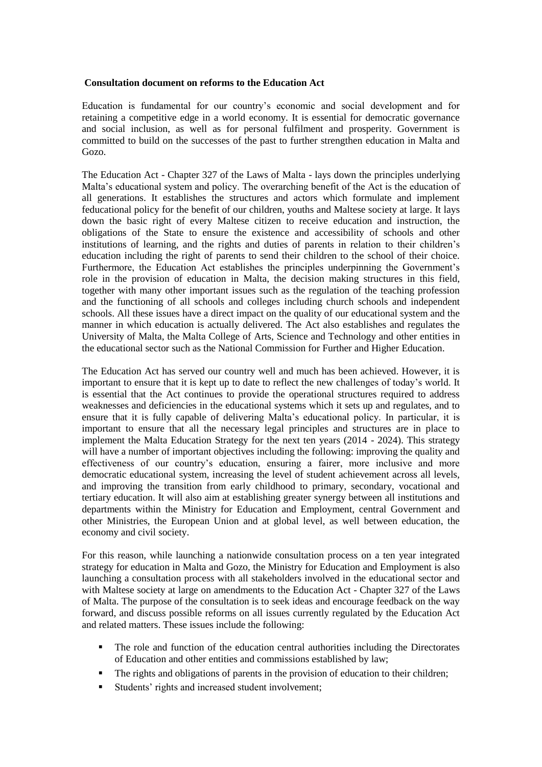**Consultation document on reforms to the Education Act**

Education is fundamental for our country's economic and social development and for retaining a competitive edge in a world economy. It is essential for democratic governance and social inclusion, as well as for personal fulfilment and prosperity. Government is committed to build on the successes of the past to further strengthen education in Malta and Gozo.

The Education Act - Chapter 327 of the Laws of Malta - lays down the principles underlying Malta's educational system and policy. The overarching benefit of the Act is the education of all generations. It establishes the structures and actors which formulate and implement feducational policy for the benefit of our children, youths and Maltese society at large. It lays down the basic right of every Maltese citizen to receive education and instruction, the obligations of the State to ensure the existence and accessibility of schools and other institutions of learning, and the rights and duties of parents in relation to their children's education including the right of parents to send their children to the school of their choice. Furthermore, the Education Act establishes the principles underpinning the Government's role in the provision of education in Malta, the decision making structures in this field, together with many other important issues such as the regulation of the teaching profession and the functioning of all schools and colleges including church schools and independent schools. All these issues have a direct impact on the quality of our educational system and the manner in which education is actually delivered. The Act also establishes and regulates the University of Malta, the Malta College of Arts, Science and Technology and other entities in the educational sector such as the National Commission for Further and Higher Education.

The Education Act has served our country well and much has been achieved. However, it is important to ensure that it is kept up to date to reflect the new challenges of today's world. It is essential that the Act continues to provide the operational structures required to address weaknesses and deficiencies in the educational systems which it sets up and regulates, and to ensure that it is fully capable of delivering Malta's educational policy. In particular, it is important to ensure that all the necessary legal principles and structures are in place to implement the Malta Education Strategy for the next ten years (2014 - 2024). This strategy will have a number of important objectives including the following: improving the quality and effectiveness of our country's education, ensuring a fairer, more inclusive and more democratic educational system, increasing the level of student achievement across all levels, and improving the transition from early childhood to primary, secondary, vocational and tertiary education. It will also aim at establishing greater synergy between all institutions and departments within the Ministry for Education and Employment, central Government and other Ministries, the European Union and at global level, as well between education, the economy and civil society.

For this reason, while launching a nationwide consultation process on a ten year integrated strategy for education in Malta and Gozo, the Ministry for Education and Employment is also launching a consultation process with all stakeholders involved in the educational sector and with Maltese society at large on amendments to the Education Act - Chapter 327 of the Laws of Malta. The purpose of the consultation is to seek ideas and encourage feedback on the way forward, and discuss possible reforms on all issues currently regulated by the Education Act and related matters. These issues include the following:

- The role and function of the education central authorities including the Directorates of Education and other entities and commissions established by law;
- The rights and obligations of parents in the provision of education to their children;
- Students' rights and increased student involvement;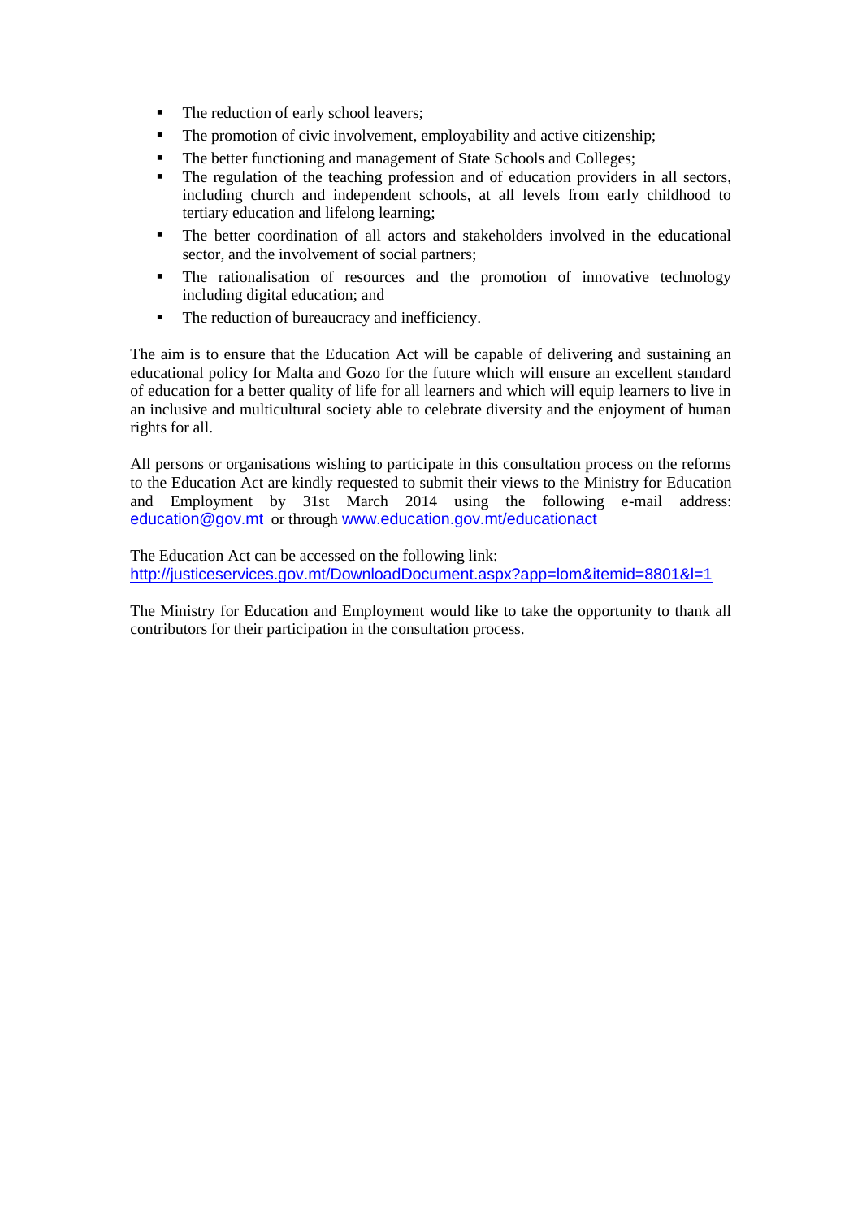- The reduction of early school leavers;
- The promotion of civic involvement, employability and active citizenship;
- The better functioning and management of State Schools and Colleges;
- The regulation of the teaching profession and of education providers in all sectors, including church and independent schools, at all levels from early childhood to tertiary education and lifelong learning;
- The better coordination of all actors and stakeholders involved in the educational sector, and the involvement of social partners;
- The rationalisation of resources and the promotion of innovative technology including digital education; and
- The reduction of bureaucracy and inefficiency.

The aim is to ensure that the Education Act will be capable of delivering and sustaining an educational policy for Malta and Gozo for the future which will ensure an excellent standard of education for a better quality of life for all learners and which will equip learners to live in an inclusive and multicultural society able to celebrate diversity and the enjoyment of human rights for all.

All persons or organisations wishing to participate in this consultation process on the reforms to the Education Act are kindly requested to submit their views to the Ministry for Education and Employment by 31st March 2014 using the following e-mail address: education@gov.mt or through www.education.gov.mt/educationact

The Education Act can be accessed on the following link:
http://justiceservices.gov.mt/DownloadDocument.aspx?app=lom&itemid=8801&l=1

The Ministry for Education and Employment would like to take the opportunity to thank all contributors for their participation in the consultation process.